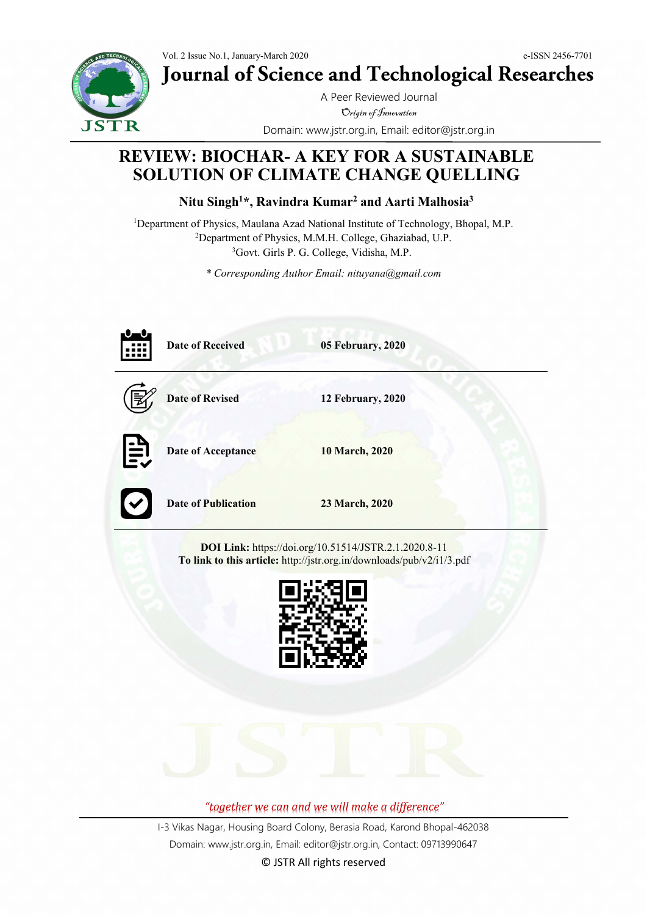# REVIEW: BIOCHAR- A KEY FOR A SUSTAINABLE SOLUTION OF CLIMATE CHANGE QUELLING

**Nitu Singh[1]*, Ravindra Kumar[2] and Aarti Malhosia[3]**

[1]Department of Physics, Maulana Azad National Institute of Technology, Bhopal, M.P.
[2]Department of Physics, M.M.H. College, Ghaziabad, U.P.
[3]Govt. Girls P. G. College, Vidisha, M.P.

*\* Corresponding Author Email: nituyana@gmail.com*

| | |
|---|---|
| **Date of Received** | **05 February, 2020** |
| **Date of Revised** | **12 February, 2020** |
| **Date of Acceptance** | **10 March, 2020** |
| **Date of Publication** | **23 March, 2020** |

**DOI Link:** https://doi.org/10.51514/JSTR.2.1.2020.8-11
**To link to this article:** http://jstr.org.in/downloads/pub/v2/i1/3.pdf

*"together we can and we will make a difference"*

I-3 Vikas Nagar, Housing Board Colony, Berasia Road, Karond Bhopal-462038
Domain: www.jstr.org.in, Email: editor@jstr.org.in, Contact: 09713990647
© JSTR All rights reserved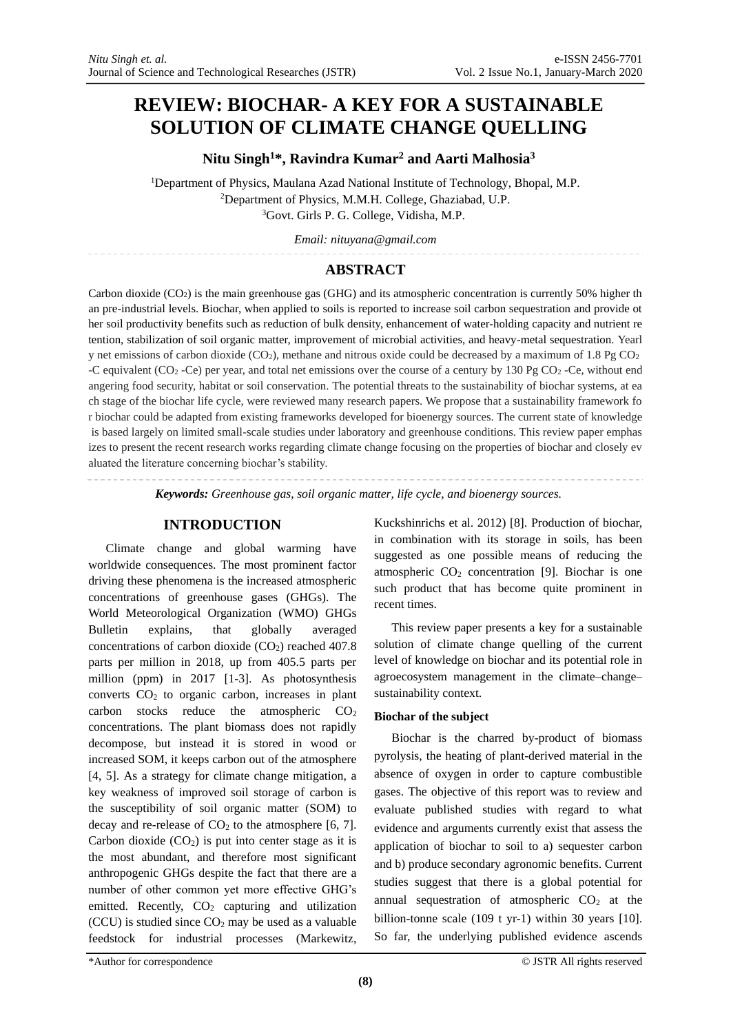# REVIEW: BIOCHAR- A KEY FOR A SUSTAINABLE SOLUTION OF CLIMATE CHANGE QUELLING

**Nitu Singh[1]\*, Ravindra Kumar[2] and Aarti Malhosia[3]**

[1]Department of Physics, Maulana Azad National Institute of Technology, Bhopal, M.P.
[2]Department of Physics, M.M.H. College, Ghaziabad, U.P.
[3]Govt. Girls P. G. College, Vidisha, M.P.

*Email: nituyana@gmail.com*

## ABSTRACT

Carbon dioxide ($CO_2$) is the main greenhouse gas (GHG) and its atmospheric concentration is currently 50% higher than pre-industrial levels. Biochar, when applied to soils is reported to increase soil carbon sequestration and provide other soil productivity benefits such as reduction of bulk density, enhancement of water-holding capacity and nutrient retention, stabilization of soil organic matter, improvement of microbial activities, and heavy-metal sequestration. Yearly net emissions of carbon dioxide ($CO_2$), methane and nitrous oxide could be decreased by a maximum of 1.8 Pg $CO_2$-C equivalent ($CO_2$-Ce) per year, and total net emissions over the course of a century by 130 Pg $CO_2$-Ce, without endangering food security, habitat or soil conservation. The potential threats to the sustainability of biochar systems, at each stage of the biochar life cycle, were reviewed many research papers. We propose that a sustainability framework for biochar could be adapted from existing frameworks developed for bioenergy sources. The current state of knowledge is based largely on limited small-scale studies under laboratory and greenhouse conditions. This review paper emphasizes to present the recent research works regarding climate change focusing on the properties of biochar and closely evaluated the literature concerning biochar's stability.

***Keywords:*** *Greenhouse gas, soil organic matter, life cycle, and bioenergy sources.*

## INTRODUCTION

Climate change and global warming have worldwide consequences. The most prominent factor driving these phenomena is the increased atmospheric concentrations of greenhouse gases (GHGs). The World Meteorological Organization (WMO) GHGs Bulletin explains, that globally averaged concentrations of carbon dioxide ($CO_2$) reached 407.8 parts per million in 2018, up from 405.5 parts per million (ppm) in 2017 [1-3]. As photosynthesis converts $CO_2$ to organic carbon, increases in plant carbon stocks reduce the atmospheric $CO_2$ concentrations. The plant biomass does not rapidly decompose, but instead it is stored in wood or increased SOM, it keeps carbon out of the atmosphere [4, 5]. As a strategy for climate change mitigation, a key weakness of improved soil storage of carbon is the susceptibility of soil organic matter (SOM) to decay and re-release of $CO_2$ to the atmosphere [6, 7]. Carbon dioxide ($CO_2$) is put into center stage as it is the most abundant, and therefore most significant anthropogenic GHGs despite the fact that there are a number of other common yet more effective GHG's emitted. Recently, $CO_2$ capturing and utilization (CCU) is studied since $CO_2$ may be used as a valuable feedstock for industrial processes (Markewitz, Kuckshinrichs et al. 2012) [8]. Production of biochar, in combination with its storage in soils, has been suggested as one possible means of reducing the atmospheric $CO_2$ concentration [9]. Biochar is one such product that has become quite prominent in recent times.

This review paper presents a key for a sustainable solution of climate change quelling of the current level of knowledge on biochar and its potential role in agroecosystem management in the climate–change–sustainability context.

### Biochar of the subject

Biochar is the charred by-product of biomass pyrolysis, the heating of plant-derived material in the absence of oxygen in order to capture combustible gases. The objective of this report was to review and evaluate published studies with regard to what evidence and arguments currently exist that assess the application of biochar to soil to a) sequester carbon and b) produce secondary agronomic benefits. Current studies suggest that there is a global potential for annual sequestration of atmospheric $CO_2$ at the billion-tonne scale (109 t yr-1) within 30 years [10]. So far, the underlying published evidence ascends

\*Author for correspondence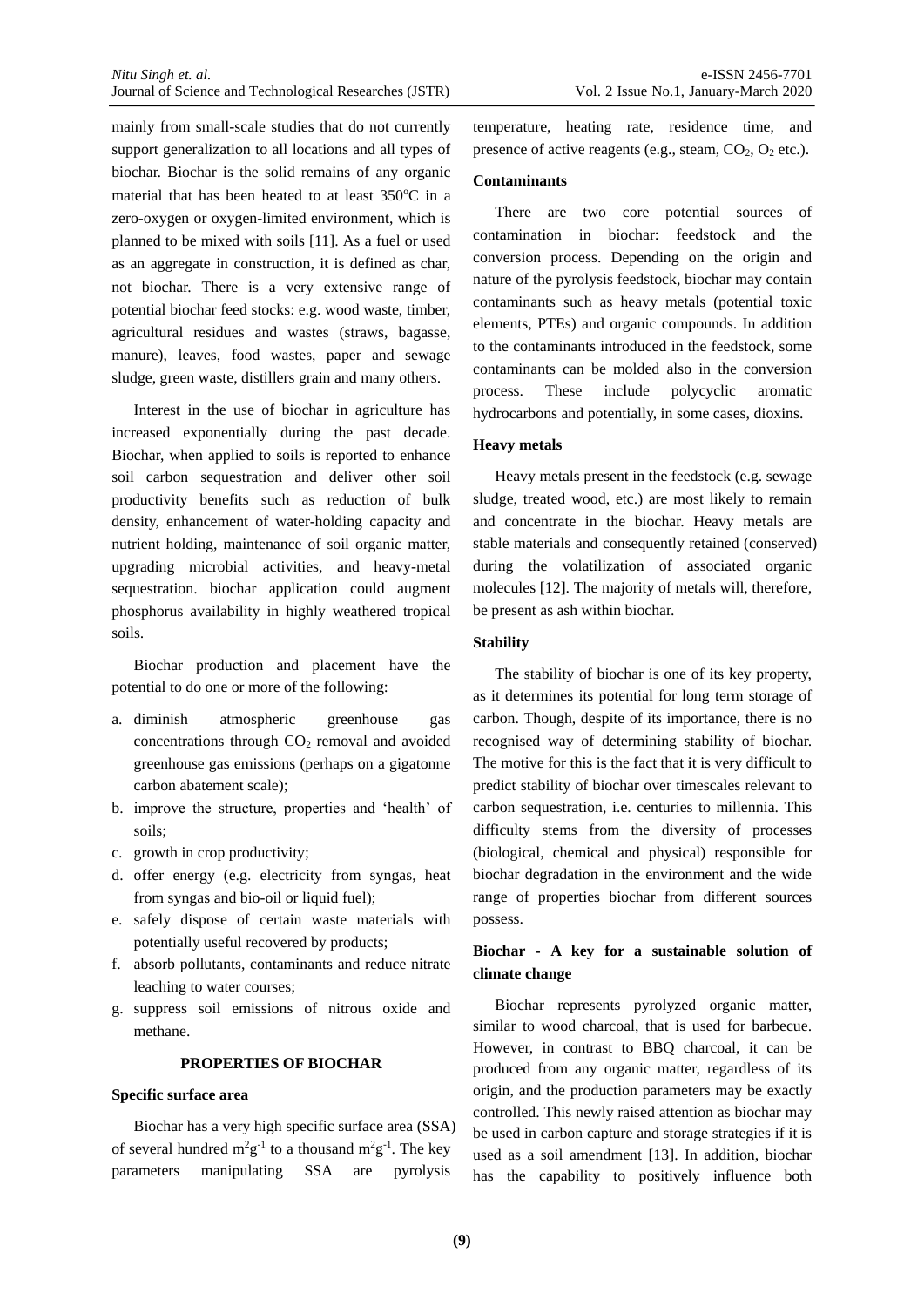mainly from small-scale studies that do not currently support generalization to all locations and all types of biochar. Biochar is the solid remains of any organic material that has been heated to at least 350°C in a zero-oxygen or oxygen-limited environment, which is planned to be mixed with soils [11]. As a fuel or used as an aggregate in construction, it is defined as char, not biochar. There is a very extensive range of potential biochar feed stocks: e.g. wood waste, timber, agricultural residues and wastes (straws, bagasse, manure), leaves, food wastes, paper and sewage sludge, green waste, distillers grain and many others.

Interest in the use of biochar in agriculture has increased exponentially during the past decade. Biochar, when applied to soils is reported to enhance soil carbon sequestration and deliver other soil productivity benefits such as reduction of bulk density, enhancement of water-holding capacity and nutrient holding, maintenance of soil organic matter, upgrading microbial activities, and heavy-metal sequestration. biochar application could augment phosphorus availability in highly weathered tropical soils.

Biochar production and placement have the potential to do one or more of the following:

a. diminish atmospheric greenhouse gas concentrations through $CO_2$ removal and avoided greenhouse gas emissions (perhaps on a gigatonne carbon abatement scale);
b. improve the structure, properties and 'health' of soils;
c. growth in crop productivity;
d. offer energy (e.g. electricity from syngas, heat from syngas and bio-oil or liquid fuel);
e. safely dispose of certain waste materials with potentially useful recovered by products;
f. absorb pollutants, contaminants and reduce nitrate leaching to water courses;
g. suppress soil emissions of nitrous oxide and methane.

## PROPERTIES OF BIOCHAR

### Specific surface area

Biochar has a very high specific surface area (SSA) of several hundred $m^2g^{-1}$ to a thousand $m^2g^{-1}$. The key parameters manipulating SSA are pyrolysis temperature, heating rate, residence time, and presence of active reagents (e.g., steam, $CO_2$, $O_2$ etc.).

### Contaminants

There are two core potential sources of contamination in biochar: feedstock and the conversion process. Depending on the origin and nature of the pyrolysis feedstock, biochar may contain contaminants such as heavy metals (potential toxic elements, PTEs) and organic compounds. In addition to the contaminants introduced in the feedstock, some contaminants can be molded also in the conversion process. These include polycyclic aromatic hydrocarbons and potentially, in some cases, dioxins.

### Heavy metals

Heavy metals present in the feedstock (e.g. sewage sludge, treated wood, etc.) are most likely to remain and concentrate in the biochar. Heavy metals are stable materials and consequently retained (conserved) during the volatilization of associated organic molecules [12]. The majority of metals will, therefore, be present as ash within biochar.

### Stability

The stability of biochar is one of its key property, as it determines its potential for long term storage of carbon. Though, despite of its importance, there is no recognised way of determining stability of biochar. The motive for this is the fact that it is very difficult to predict stability of biochar over timescales relevant to carbon sequestration, i.e. centuries to millennia. This difficulty stems from the diversity of processes (biological, chemical and physical) responsible for biochar degradation in the environment and the wide range of properties biochar from different sources possess.

### Biochar - A key for a sustainable solution of climate change

Biochar represents pyrolyzed organic matter, similar to wood charcoal, that is used for barbecue. However, in contrast to BBQ charcoal, it can be produced from any organic matter, regardless of its origin, and the production parameters may be exactly controlled. This newly raised attention as biochar may be used in carbon capture and storage strategies if it is used as a soil amendment [13]. In addition, biochar has the capability to positively influence both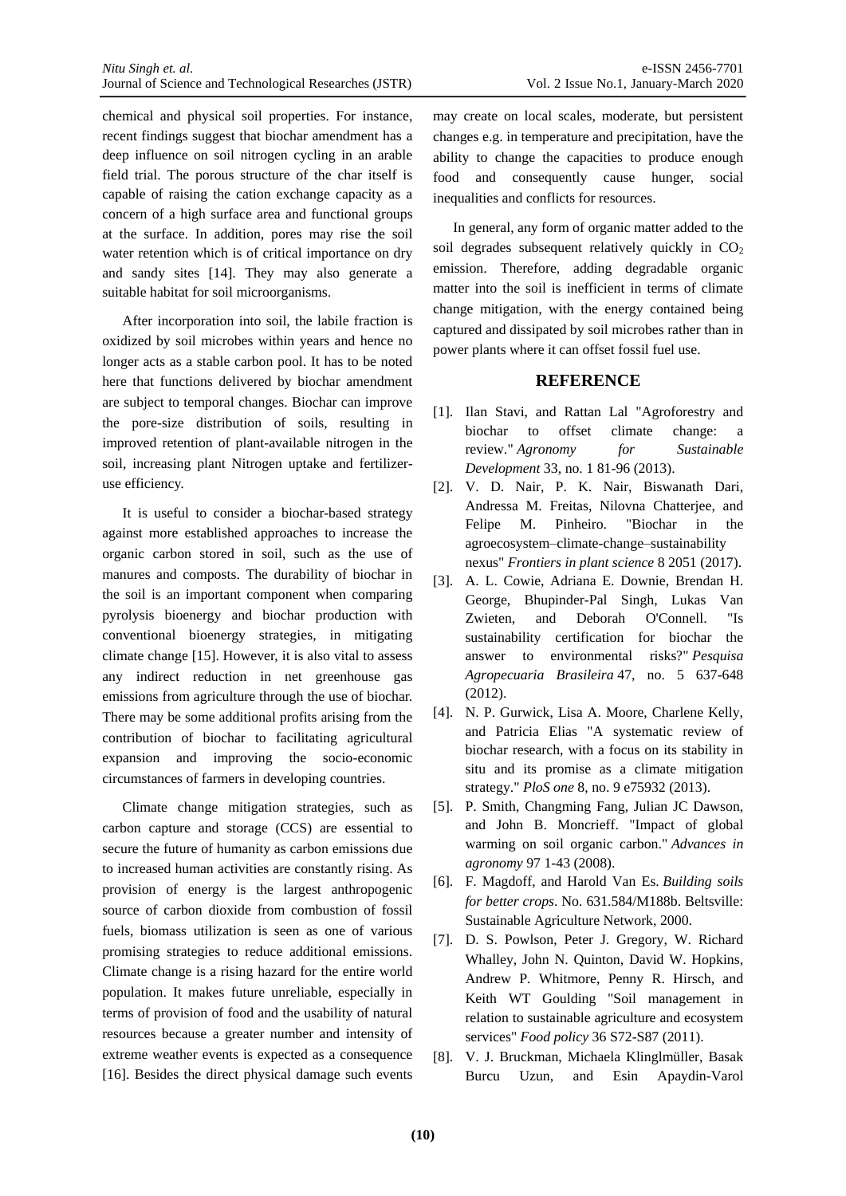chemical and physical soil properties. For instance, recent findings suggest that biochar amendment has a deep influence on soil nitrogen cycling in an arable field trial. The porous structure of the char itself is capable of raising the cation exchange capacity as a concern of a high surface area and functional groups at the surface. In addition, pores may rise the soil water retention which is of critical importance on dry and sandy sites [14]. They may also generate a suitable habitat for soil microorganisms.

After incorporation into soil, the labile fraction is oxidized by soil microbes within years and hence no longer acts as a stable carbon pool. It has to be noted here that functions delivered by biochar amendment are subject to temporal changes. Biochar can improve the pore-size distribution of soils, resulting in improved retention of plant-available nitrogen in the soil, increasing plant Nitrogen uptake and fertilizer-use efficiency.

It is useful to consider a biochar-based strategy against more established approaches to increase the organic carbon stored in soil, such as the use of manures and composts. The durability of biochar in the soil is an important component when comparing pyrolysis bioenergy and biochar production with conventional bioenergy strategies, in mitigating climate change [15]. However, it is also vital to assess any indirect reduction in net greenhouse gas emissions from agriculture through the use of biochar. There may be some additional profits arising from the contribution of biochar to facilitating agricultural expansion and improving the socio-economic circumstances of farmers in developing countries.

Climate change mitigation strategies, such as carbon capture and storage (CCS) are essential to secure the future of humanity as carbon emissions due to increased human activities are constantly rising. As provision of energy is the largest anthropogenic source of carbon dioxide from combustion of fossil fuels, biomass utilization is seen as one of various promising strategies to reduce additional emissions. Climate change is a rising hazard for the entire world population. It makes future unreliable, especially in terms of provision of food and the usability of natural resources because a greater number and intensity of extreme weather events is expected as a consequence [16]. Besides the direct physical damage such events may create on local scales, moderate, but persistent changes e.g. in temperature and precipitation, have the ability to change the capacities to produce enough food and consequently cause hunger, social inequalities and conflicts for resources.

In general, any form of organic matter added to the soil degrades subsequent relatively quickly in $CO_2$ emission. Therefore, adding degradable organic matter into the soil is inefficient in terms of climate change mitigation, with the energy contained being captured and dissipated by soil microbes rather than in power plants where it can offset fossil fuel use.

## REFERENCE

[1]. Ilan Stavi, and Rattan Lal "Agroforestry and biochar to offset climate change: a review." *Agronomy for Sustainable Development* 33, no. 1 81-96 (2013).

[2]. V. D. Nair, P. K. Nair, Biswanath Dari, Andressa M. Freitas, Nilovna Chatterjee, and Felipe M. Pinheiro. "Biochar in the agroecosystem–climate-change–sustainability nexus" *Frontiers in plant science* 8 2051 (2017).

[3]. A. L. Cowie, Adriana E. Downie, Brendan H. George, Bhupinder-Pal Singh, Lukas Van Zwieten, and Deborah O'Connell. "Is sustainability certification for biochar the answer to environmental risks?" *Pesquisa Agropecuaria Brasileira* 47, no. 5 637-648 (2012).

[4]. N. P. Gurwick, Lisa A. Moore, Charlene Kelly, and Patricia Elias "A systematic review of biochar research, with a focus on its stability in situ and its promise as a climate mitigation strategy." *PloS one* 8, no. 9 e75932 (2013).

[5]. P. Smith, Changming Fang, Julian JC Dawson, and John B. Moncrieff. "Impact of global warming on soil organic carbon." *Advances in agronomy* 97 1-43 (2008).

[6]. F. Magdoff, and Harold Van Es. *Building soils for better crops*. No. 631.584/M188b. Beltsville: Sustainable Agriculture Network, 2000.

[7]. D. S. Powlson, Peter J. Gregory, W. Richard Whalley, John N. Quinton, David W. Hopkins, Andrew P. Whitmore, Penny R. Hirsch, and Keith WT Goulding "Soil management in relation to sustainable agriculture and ecosystem services" *Food policy* 36 S72-S87 (2011).

[8]. V. J. Bruckman, Michaela Klinglmüller, Basak Burcu Uzun, and Esin Apaydin-Varol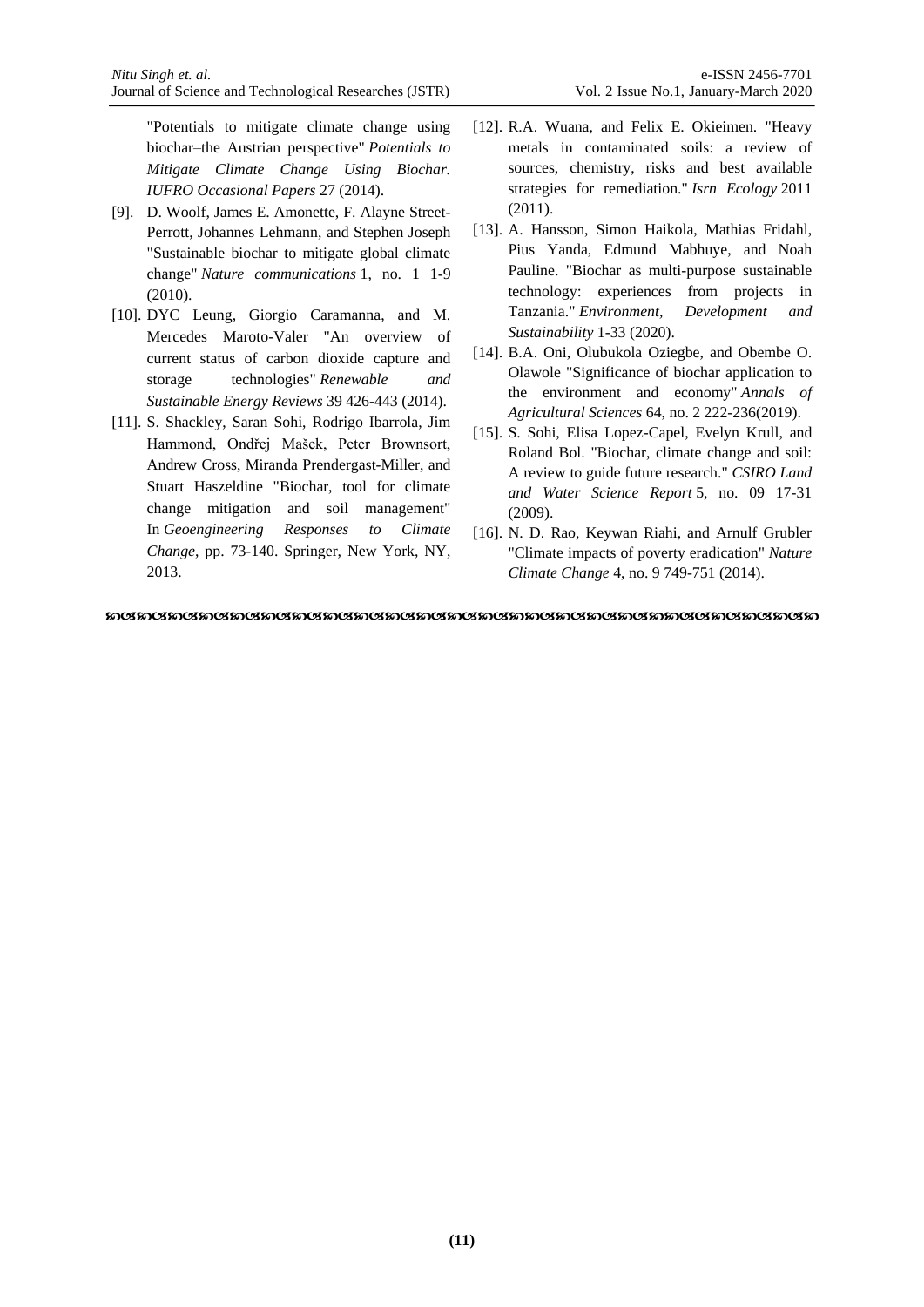"Potentials to mitigate climate change using biochar–the Austrian perspective" *Potentials to Mitigate Climate Change Using Biochar. IUFRO Occasional Papers* 27 (2014).

[9]. D. Woolf, James E. Amonette, F. Alayne Street-Perrott, Johannes Lehmann, and Stephen Joseph "Sustainable biochar to mitigate global climate change" *Nature communications* 1, no. 1 1-9 (2010).

[10]. DYC Leung, Giorgio Caramanna, and M. Mercedes Maroto-Valer "An overview of current status of carbon dioxide capture and storage technologies" *Renewable and Sustainable Energy Reviews* 39 426-443 (2014).

[11]. S. Shackley, Saran Sohi, Rodrigo Ibarrola, Jim Hammond, Ondřej Mašek, Peter Brownsort, Andrew Cross, Miranda Prendergast-Miller, and Stuart Haszeldine "Biochar, tool for climate change mitigation and soil management" In *Geoengineering Responses to Climate Change*, pp. 73-140. Springer, New York, NY, 2013.

[12]. R.A. Wuana, and Felix E. Okieimen. "Heavy metals in contaminated soils: a review of sources, chemistry, risks and best available strategies for remediation." *Isrn Ecology* 2011 (2011).

[13]. A. Hansson, Simon Haikola, Mathias Fridahl, Pius Yanda, Edmund Mabhuye, and Noah Pauline. "Biochar as multi-purpose sustainable technology: experiences from projects in Tanzania." *Environment, Development and Sustainability* 1-33 (2020).

[14]. B.A. Oni, Olubukola Oziegbe, and Obembe O. Olawole "Significance of biochar application to the environment and economy" *Annals of Agricultural Sciences* 64, no. 2 222-236(2019).

[15]. S. Sohi, Elisa Lopez-Capel, Evelyn Krull, and Roland Bol. "Biochar, climate change and soil: A review to guide future research." *CSIRO Land and Water Science Report* 5, no. 09 17-31 (2009).

[16]. N. D. Rao, Keywan Riahi, and Arnulf Grubler "Climate impacts of poverty eradication" *Nature Climate Change* 4, no. 9 749-751 (2014).